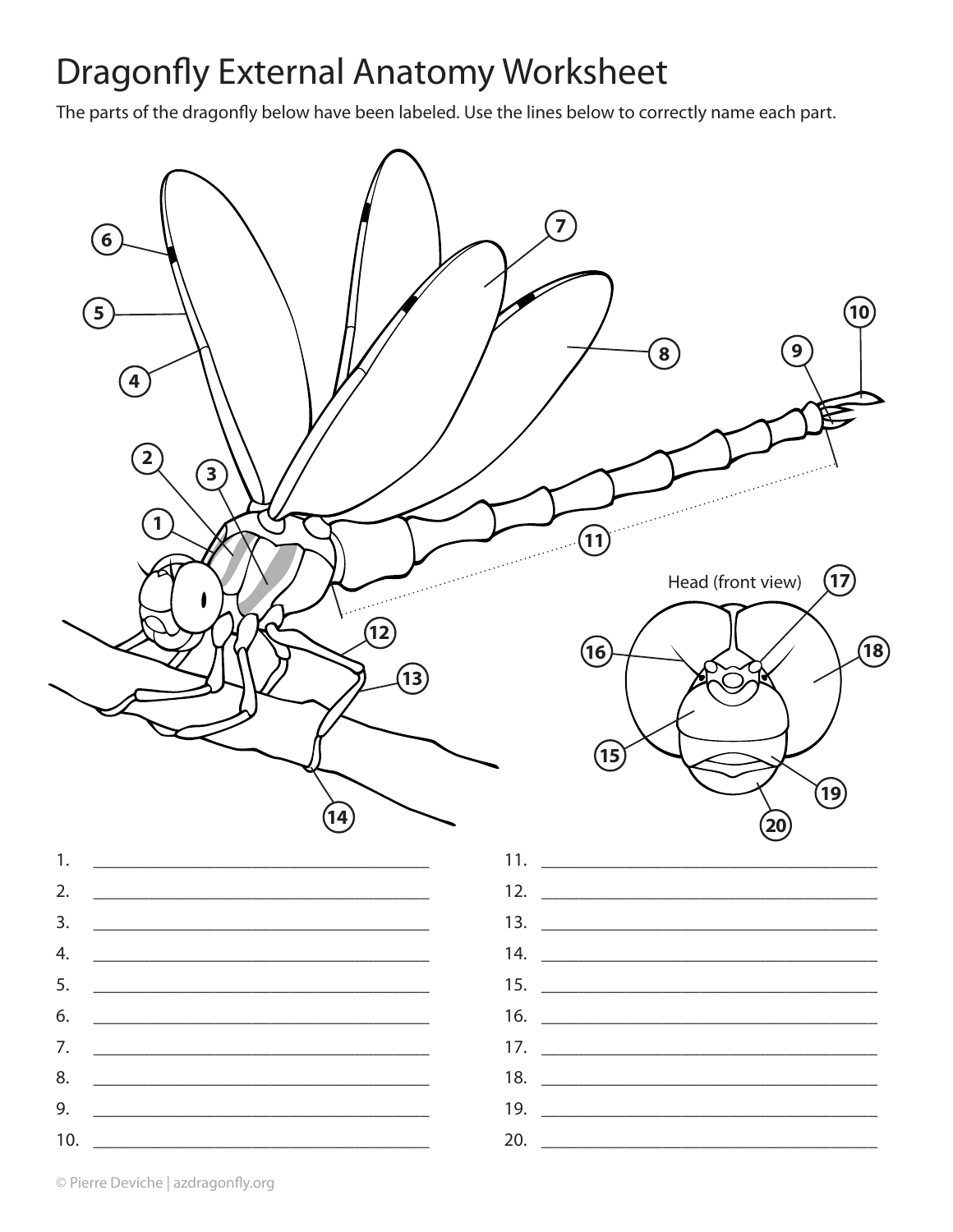# Dragonfly External Anatomy Worksheet

The parts of the dragonfly below have been labeled. Use the lines below to correctly name each part.

Head (front view)

1. ______________________________
2. ______________________________
3. ______________________________
4. ______________________________
5. ______________________________
6. ______________________________
7. ______________________________
8. ______________________________
9. ______________________________
10. ______________________________
11. ______________________________
12. ______________________________
13. ______________________________
14. ______________________________
15. ______________________________
16. ______________________________
17. ______________________________
18. ______________________________
19. ______________________________
20. ______________________________

© Pierre Deviche | azdragonfly.org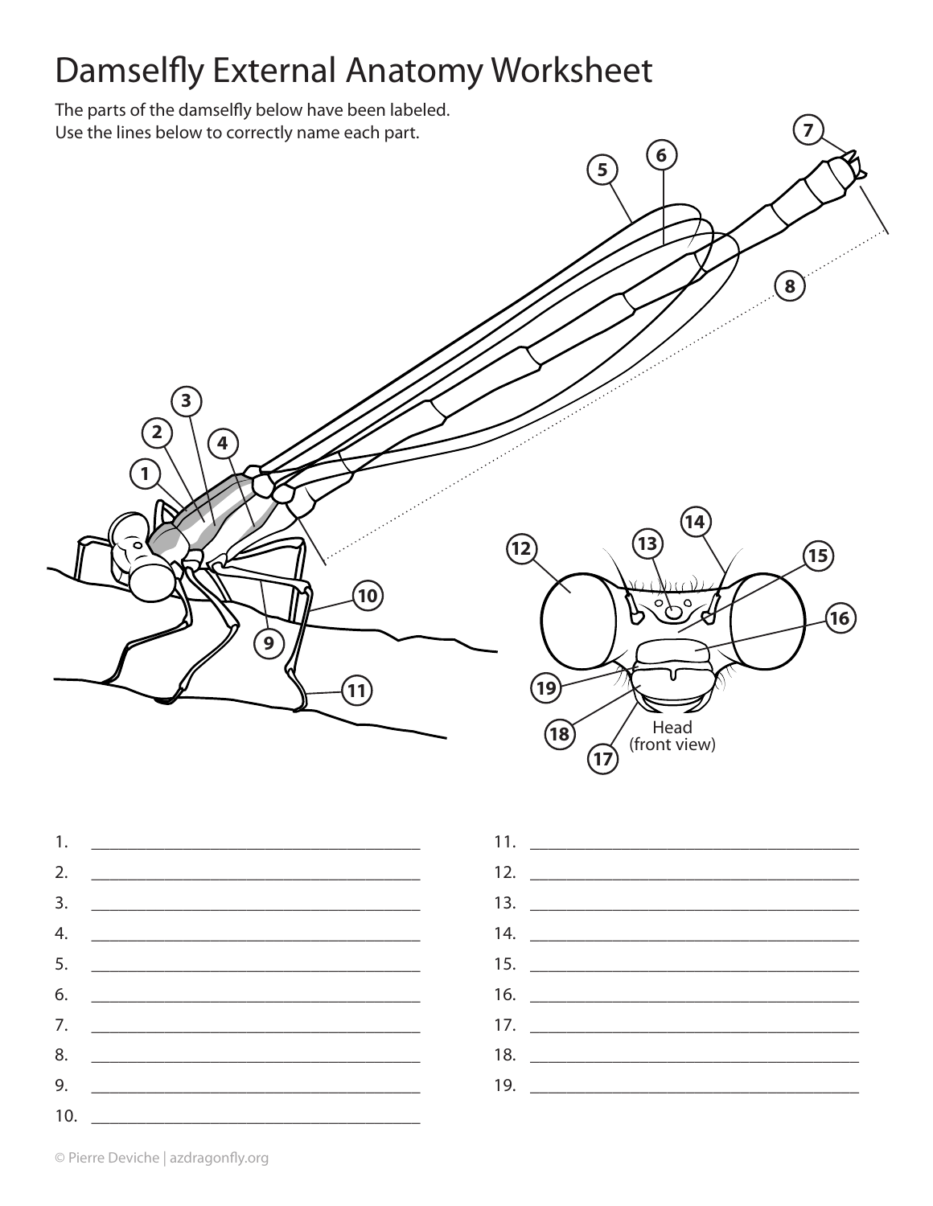# Damselfly External Anatomy Worksheet

The parts of the damselfly below have been labeled.
Use the lines below to correctly name each part.

Head (front view)

1. ______________________________________
2. ______________________________________
3. ______________________________________
4. ______________________________________
5. ______________________________________
6. ______________________________________
7. ______________________________________
8. ______________________________________
9. ______________________________________
10. ______________________________________
11. ______________________________________
12. ______________________________________
13. ______________________________________
14. ______________________________________
15. ______________________________________
16. ______________________________________
17. ______________________________________
18. ______________________________________
19. ______________________________________

© Pierre Deviche | azdragonfly.org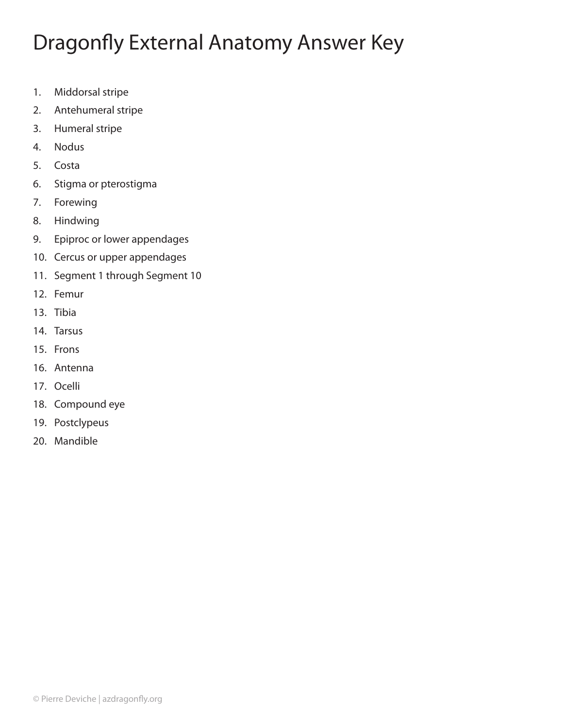# Dragonfly External Anatomy Answer Key

1. Middorsal stripe
2. Antehumeral stripe
3. Humeral stripe
4. Nodus
5. Costa
6. Stigma or pterostigma
7. Forewing
8. Hindwing
9. Epiproc or lower appendages
10. Cercus or upper appendages
11. Segment 1 through Segment 10
12. Femur
13. Tibia
14. Tarsus
15. Frons
16. Antenna
17. Ocelli
18. Compound eye
19. Postclypeus
20. Mandible

© Pierre Deviche | azdragonfly.org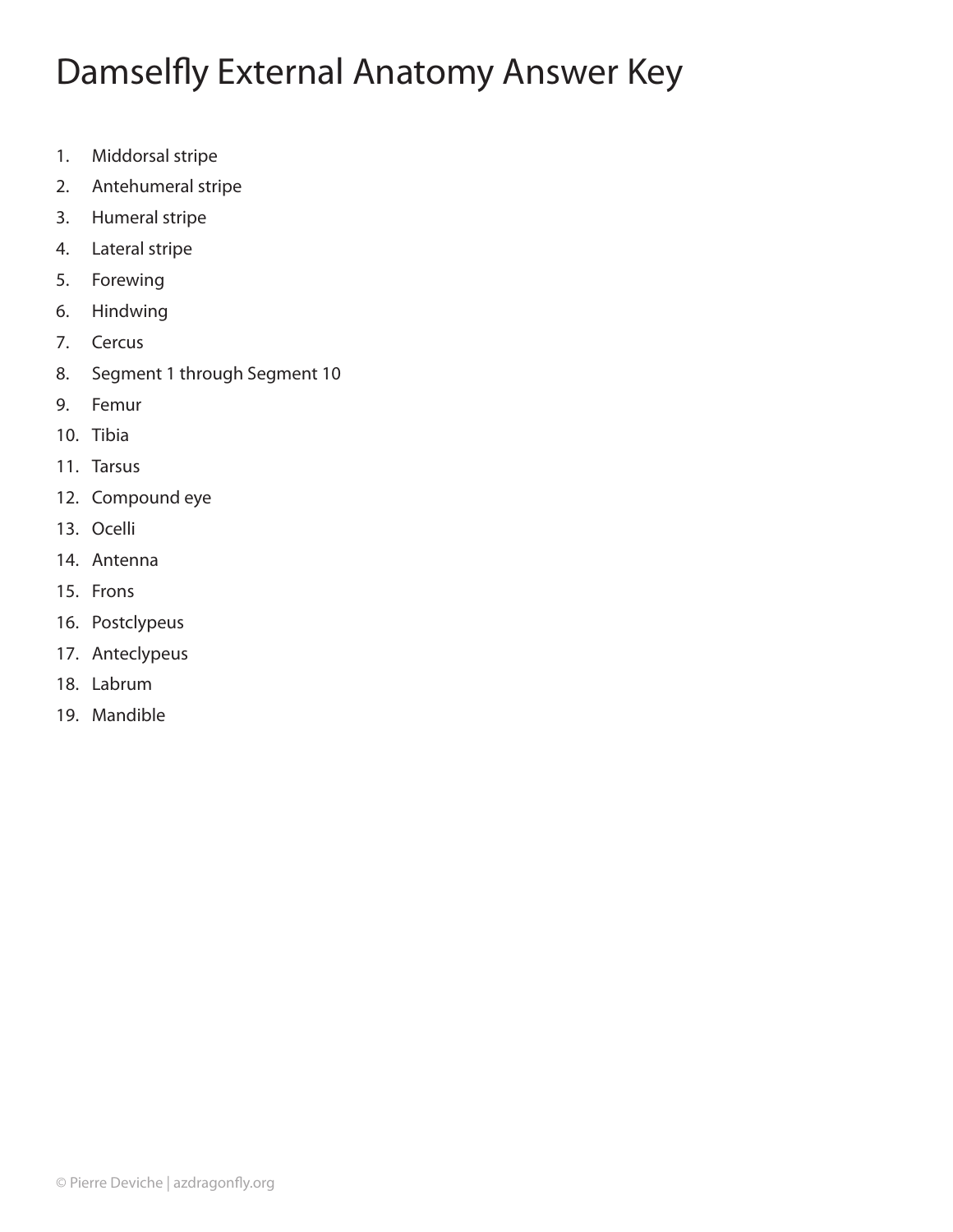# Damselfly External Anatomy Answer Key

1. Middorsal stripe
2. Antehumeral stripe
3. Humeral stripe
4. Lateral stripe
5. Forewing
6. Hindwing
7. Cercus
8. Segment 1 through Segment 10
9. Femur
10. Tibia
11. Tarsus
12. Compound eye
13. Ocelli
14. Antenna
15. Frons
16. Postclypeus
17. Anteclypeus
18. Labrum
19. Mandible

© Pierre Deviche | azdragonfly.org